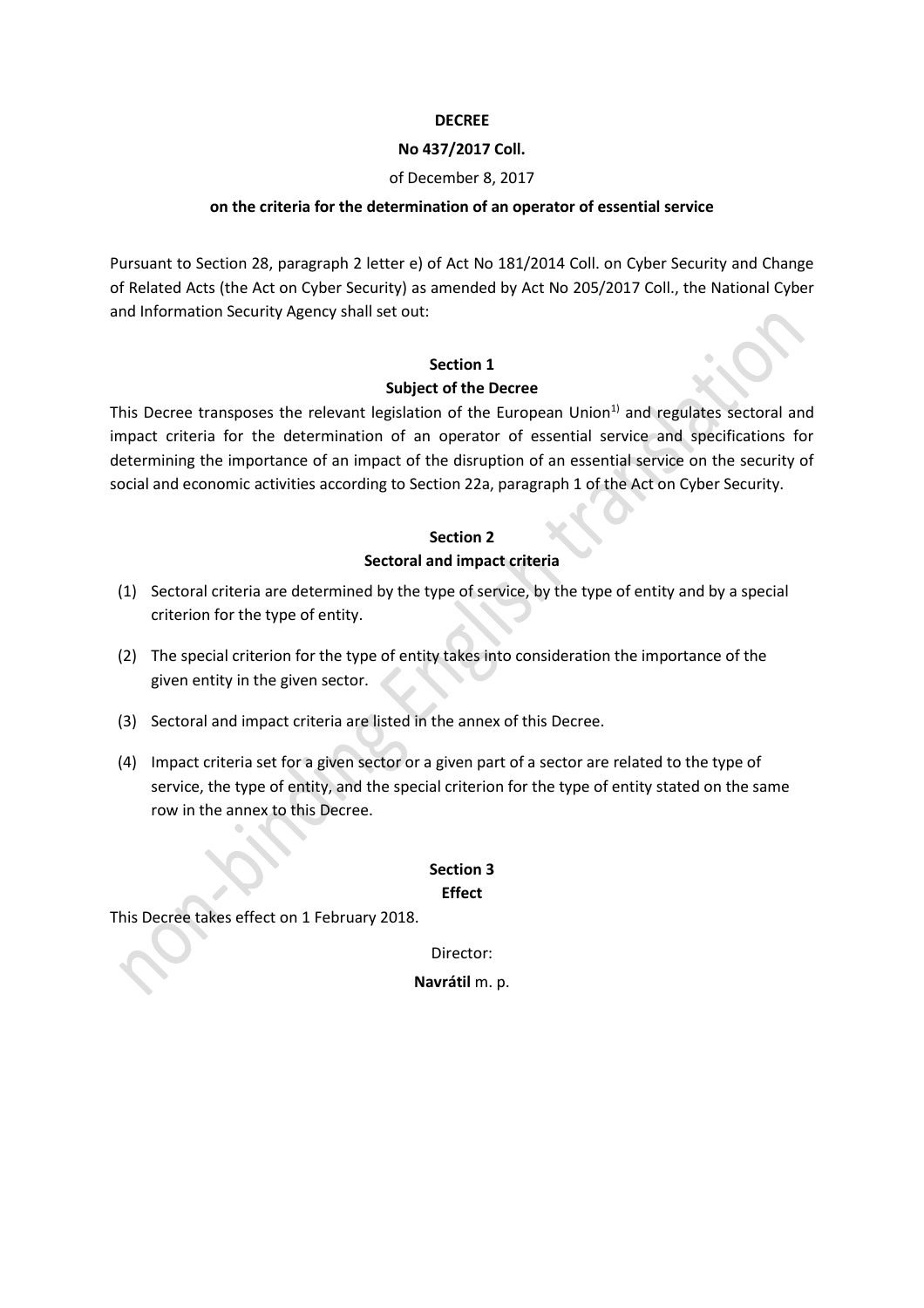**DECREE**

**No 437/2017 Coll.**

of December 8, 2017

**on the criteria for the determination of an operator of essential service**

Pursuant to Section 28, paragraph 2 letter e) of Act No 181/2014 Coll. on Cyber Security and Change of Related Acts (the Act on Cyber Security) as amended by Act No 205/2017 Coll., the National Cyber and Information Security Agency shall set out:

**Section 1**

**Subject of the Decree**

This Decree transposes the relevant legislation of the European Union[1)] and regulates sectoral and impact criteria for the determination of an operator of essential service and specifications for determining the importance of an impact of the disruption of an essential service on the security of social and economic activities according to Section 22a, paragraph 1 of the Act on Cyber Security.

**Section 2**

**Sectoral and impact criteria**

(1) Sectoral criteria are determined by the type of service, by the type of entity and by a special criterion for the type of entity.

(2) The special criterion for the type of entity takes into consideration the importance of the given entity in the given sector.

(3) Sectoral and impact criteria are listed in the annex of this Decree.

(4) Impact criteria set for a given sector or a given part of a sector are related to the type of service, the type of entity, and the special criterion for the type of entity stated on the same row in the annex to this Decree.

**Section 3**

**Effect**

This Decree takes effect on 1 February 2018.

Director:

**Navrátil** m. p.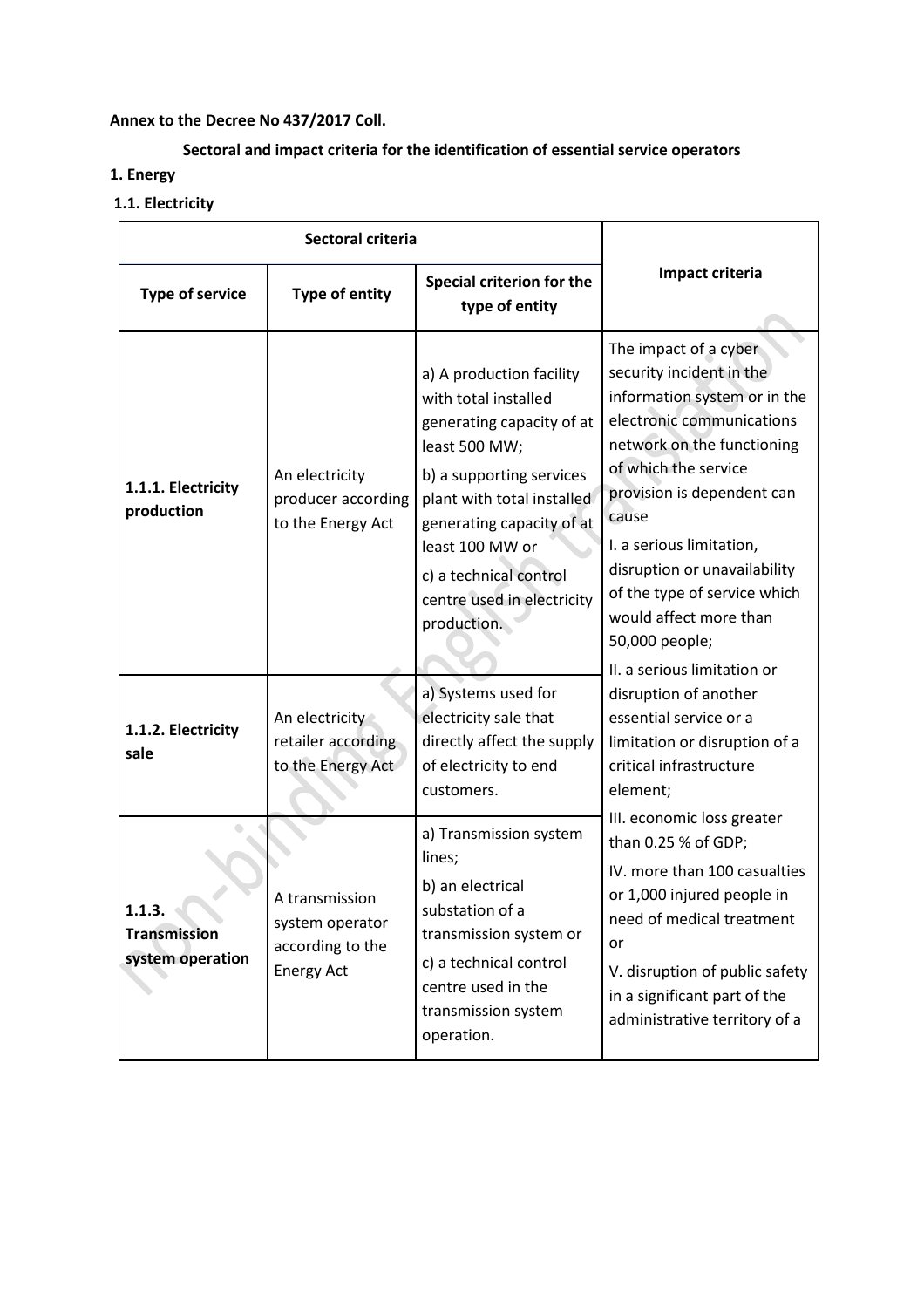**Annex to the Decree No 437/2017 Coll.**

**Sectoral and impact criteria for the identification of essential service operators**

**1. Energy**

**1.1. Electricity**

| Sectoral criteria | | | Impact criteria |
|---|---|---|---|
| **Type of service** | **Type of entity** | **Special criterion for the type of entity** | |
| **1.1.1. Electricity production** | An electricity producer according to the Energy Act | a) A production facility with total installed generating capacity of at least 500 MW; b) a supporting services plant with total installed generating capacity of at least 100 MW or c) a technical control centre used in electricity production. | The impact of a cyber security incident in the information system or in the electronic communications network on the functioning of which the service provision is dependent can cause I. a serious limitation, disruption or unavailability of the type of service which would affect more than 50,000 people; II. a serious limitation or disruption of another essential service or a limitation or disruption of a critical infrastructure element; III. economic loss greater than 0.25 % of GDP; IV. more than 100 casualties or 1,000 injured people in need of medical treatment or V. disruption of public safety in a significant part of the administrative territory of a |
| **1.1.2. Electricity sale** | An electricity retailer according to the Energy Act | a) Systems used for electricity sale that directly affect the supply of electricity to end customers. | |
| **1.1.3. Transmission system operation** | A transmission system operator according to the Energy Act | a) Transmission system lines; b) an electrical substation of a transmission system or c) a technical control centre used in the transmission system operation. | |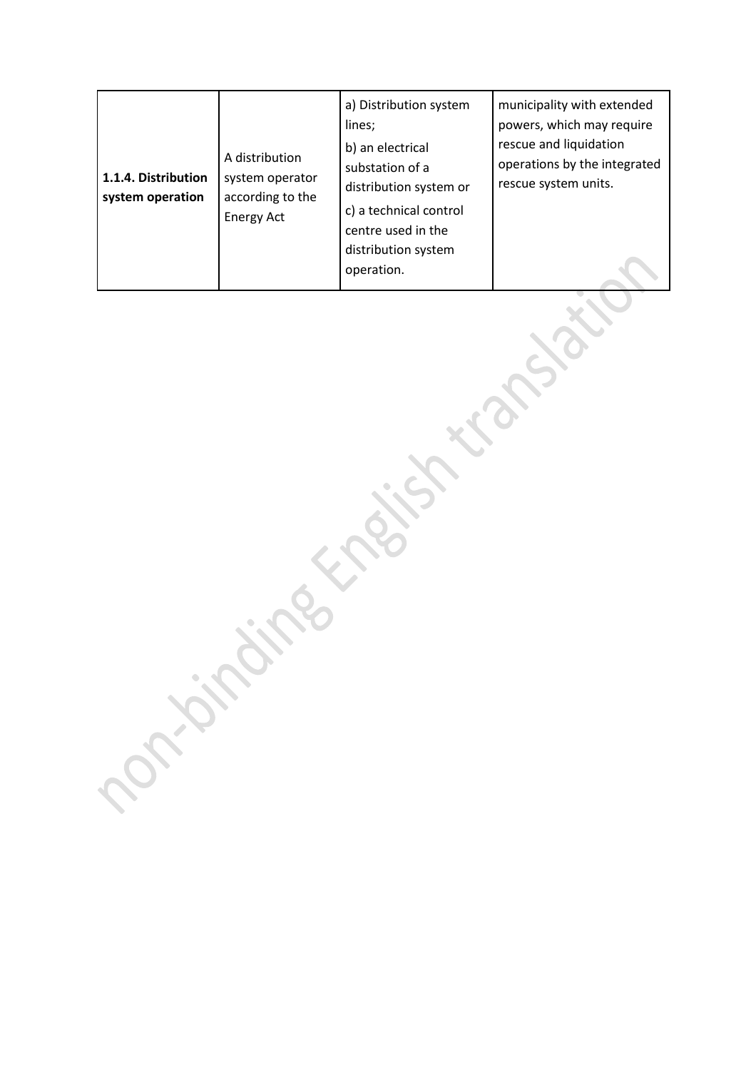| | | | |
|---|---|---|---|
| **1.1.4. Distribution system operation** | A distribution system operator according to the Energy Act | a) Distribution system lines;<br>b) an electrical substation of a distribution system or<br>c) a technical control centre used in the distribution system operation. | municipality with extended powers, which may require rescue and liquidation operations by the integrated rescue system units. |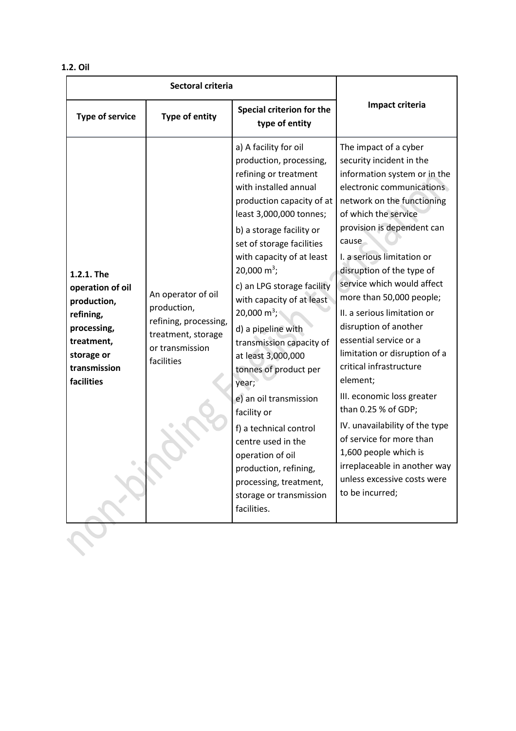**1.2. Oil**

| Sectoral criteria | | | Impact criteria |
|---|---|---|---|
| **Type of service** | **Type of entity** | **Special criterion for the type of entity** | |
| **1.2.1. The operation of oil production, refining, processing, treatment, storage or transmission facilities** | An operator of oil production, refining, processing, treatment, storage or transmission facilities | a) A facility for oil production, processing, refining or treatment with installed annual production capacity of at least 3,000,000 tonnes;<br>b) a storage facility or set of storage facilities with capacity of at least 20,000 $m^3$;<br>c) an LPG storage facility with capacity of at least 20,000 $m^3$;<br>d) a pipeline with transmission capacity of at least 3,000,000 tonnes of product per year;<br>e) an oil transmission facility or<br>f) a technical control centre used in the operation of oil production, refining, processing, treatment, storage or transmission facilities. | The impact of a cyber security incident in the information system or in the electronic communications network on the functioning of which the service provision is dependent can cause<br>I. a serious limitation or disruption of the type of service which would affect more than 50,000 people;<br>II. a serious limitation or disruption of another essential service or a limitation or disruption of a critical infrastructure element;<br>III. economic loss greater than 0.25 % of GDP;<br>IV. unavailability of the type of service for more than 1,600 people which is irreplaceable in another way unless excessive costs were to be incurred; |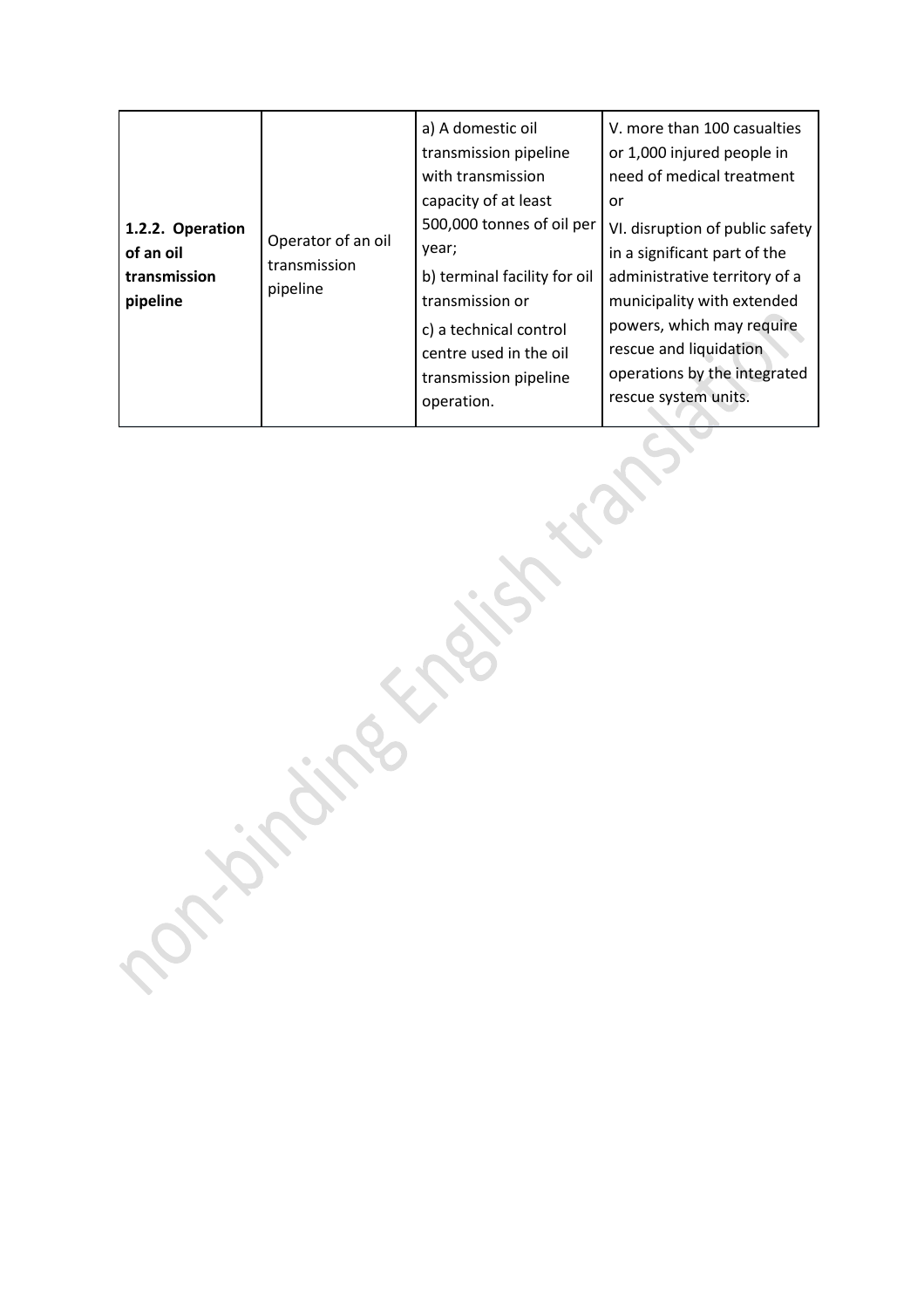| | | | |
|---|---|---|---|
| **1.2.2. Operation of an oil transmission pipeline** | Operator of an oil transmission pipeline | a) A domestic oil transmission pipeline with transmission capacity of at least 500,000 tonnes of oil per year;<br>b) terminal facility for oil transmission or<br>c) a technical control centre used in the oil transmission pipeline operation. | V. more than 100 casualties or 1,000 injured people in need of medical treatment or<br>VI. disruption of public safety in a significant part of the administrative territory of a municipality with extended powers, which may require rescue and liquidation operations by the integrated rescue system units. |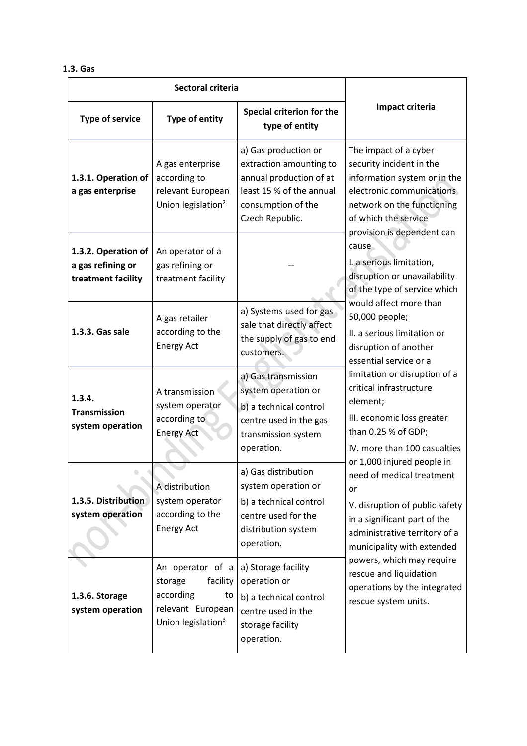**1.3. Gas**

| Sectoral criteria | | | Impact criteria |
|---|---|---|---|
| **Type of service** | **Type of entity** | **Special criterion for the type of entity** | |
| **1.3.1. Operation of a gas enterprise** | A gas enterprise according to relevant European Union legislation[2] | a) Gas production or extraction amounting to annual production of at least 15 % of the annual consumption of the Czech Republic. | The impact of a cyber security incident in the information system or in the electronic communications network on the functioning of which the service provision is dependent can cause<br>I. a serious limitation, disruption or unavailability of the type of service which would affect more than 50,000 people;<br>II. a serious limitation or disruption of another essential service or a limitation or disruption of a critical infrastructure element;<br>III. economic loss greater than 0.25 % of GDP;<br>IV. more than 100 casualties or 1,000 injured people in need of medical treatment or<br>V. disruption of public safety in a significant part of the administrative territory of a municipality with extended powers, which may require rescue and liquidation operations by the integrated rescue system units. |
| **1.3.2. Operation of a gas refining or treatment facility** | An operator of a gas refining or treatment facility | -- | |
| **1.3.3. Gas sale** | A gas retailer according to the Energy Act | a) Systems used for gas sale that directly affect the supply of gas to end customers. | |
| **1.3.4. Transmission system operation** | A transmission system operator according to Energy Act | a) Gas transmission system operation or<br>b) a technical control centre used in the gas transmission system operation. | |
| **1.3.5. Distribution system operation** | A distribution system operator according to the Energy Act | a) Gas distribution system operation or<br>b) a technical control centre used for the distribution system operation. | |
| **1.3.6. Storage system operation** | An operator of a storage facility according to relevant European Union legislation[3] | a) Storage facility operation or<br>b) a technical control centre used in the storage facility operation. | |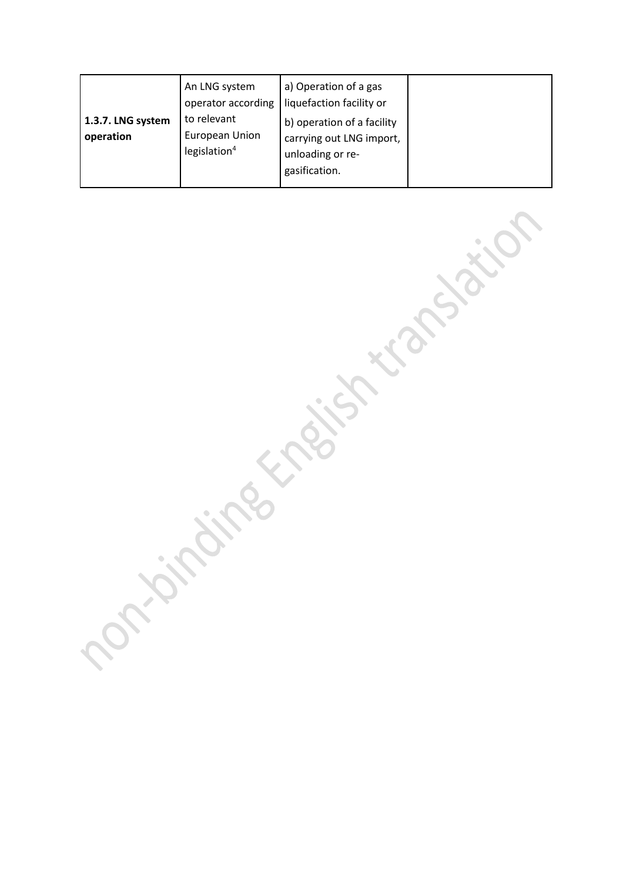| | | | |
|---|---|---|---|
| **1.3.7. LNG system operation** | An LNG system operator according to relevant European Union legislation[4] | a) Operation of a gas liquefaction facility or<br>b) operation of a facility carrying out LNG import, unloading or re-gasification. | |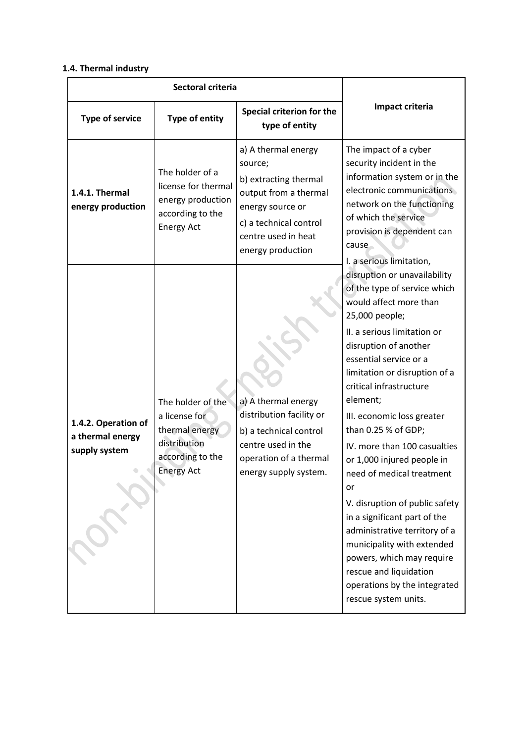**1.4. Thermal industry**

| Sectoral criteria | | | Impact criteria |
|---|---|---|---|
| Type of service | Type of entity | Special criterion for the type of entity | |
| **1.4.1. Thermal energy production** | The holder of a license for thermal energy production according to the Energy Act | a) A thermal energy source;<br>b) extracting thermal output from a thermal energy source or<br>c) a technical control centre used in heat energy production | The impact of a cyber security incident in the information system or in the electronic communications network on the functioning of which the service provision is dependent can cause<br>I. a serious limitation, disruption or unavailability of the type of service which would affect more than 25,000 people;<br>II. a serious limitation or disruption of another essential service or a limitation or disruption of a critical infrastructure element;<br>III. economic loss greater than 0.25 % of GDP;<br>IV. more than 100 casualties or 1,000 injured people in need of medical treatment or<br>V. disruption of public safety in a significant part of the administrative territory of a municipality with extended powers, which may require rescue and liquidation operations by the integrated rescue system units. |
| **1.4.2. Operation of a thermal energy supply system** | The holder of the a license for thermal energy distribution according to the Energy Act | a) A thermal energy distribution facility or<br>b) a technical control centre used in the operation of a thermal energy supply system. | |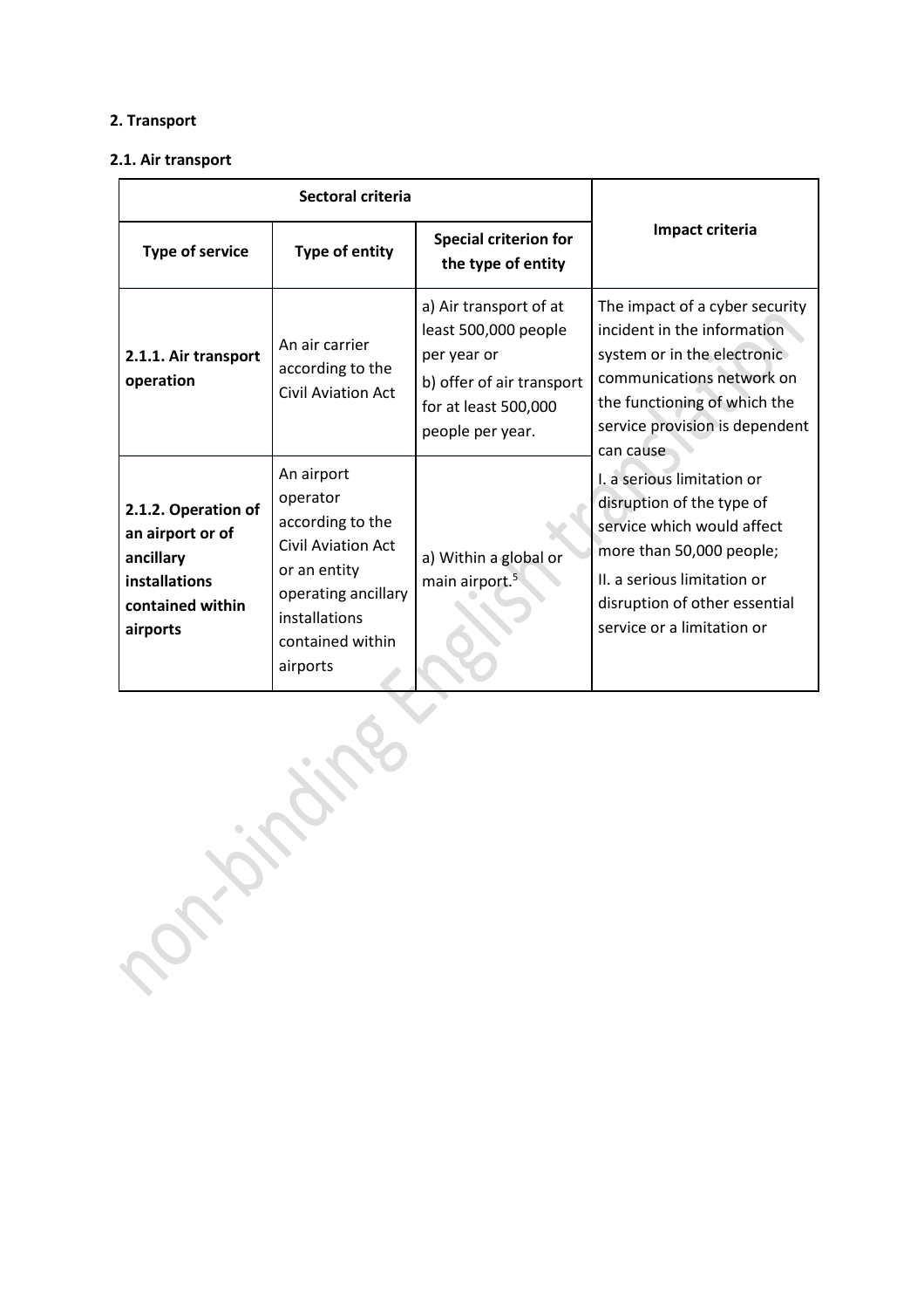**2. Transport**

**2.1. Air transport**

| Sectoral criteria | | | Impact criteria |
|---|---|---|---|
| **Type of service** | **Type of entity** | **Special criterion for the type of entity** | |
| **2.1.1. Air transport operation** | An air carrier according to the Civil Aviation Act | a) Air transport of at least 500,000 people per year or<br>b) offer of air transport for at least 500,000 people per year. | The impact of a cyber security incident in the information system or in the electronic communications network on the functioning of which the service provision is dependent can cause<br>I. a serious limitation or disruption of the type of service which would affect more than 50,000 people;<br>II. a serious limitation or disruption of other essential service or a limitation or |
| **2.1.2. Operation of an airport or of ancillary installations contained within airports** | An airport operator according to the Civil Aviation Act or an entity operating ancillary installations contained within airports | a) Within a global or main airport.[5] | |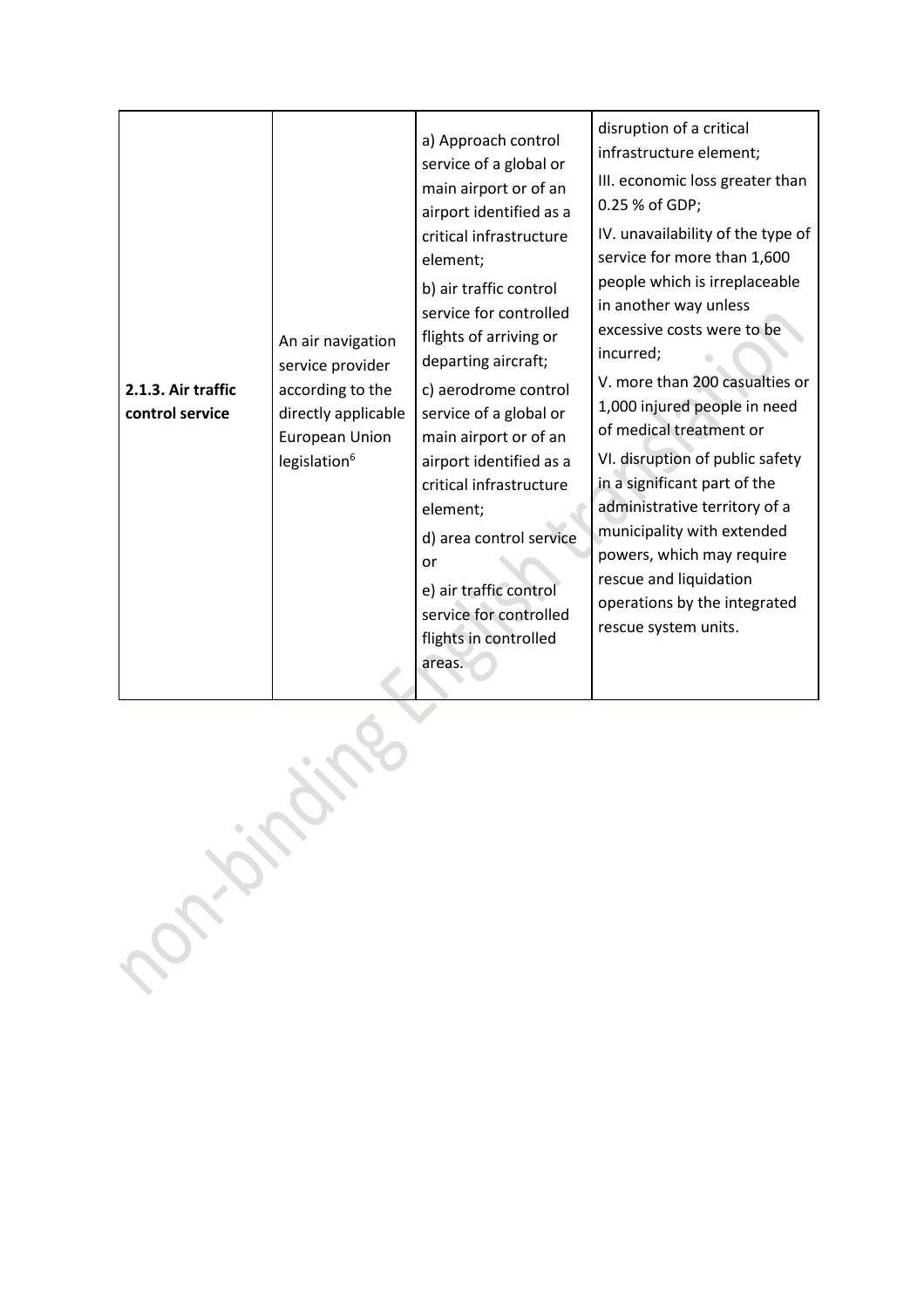| | | | |
|---|---|---|---|
| **2.1.3. Air traffic control service** | An air navigation service provider according to the directly applicable European Union legislation[6] | a) Approach control service of a global or main airport or of an airport identified as a critical infrastructure element;<br>b) air traffic control service for controlled flights of arriving or departing aircraft;<br>c) aerodrome control service of a global or main airport or of an airport identified as a critical infrastructure element;<br>d) area control service or<br>e) air traffic control service for controlled flights in controlled areas. | disruption of a critical infrastructure element;<br>III. economic loss greater than 0.25 % of GDP;<br>IV. unavailability of the type of service for more than 1,600 people which is irreplaceable in another way unless excessive costs were to be incurred;<br>V. more than 200 casualties or 1,000 injured people in need of medical treatment or<br>VI. disruption of public safety in a significant part of the administrative territory of a municipality with extended powers, which may require rescue and liquidation operations by the integrated rescue system units. |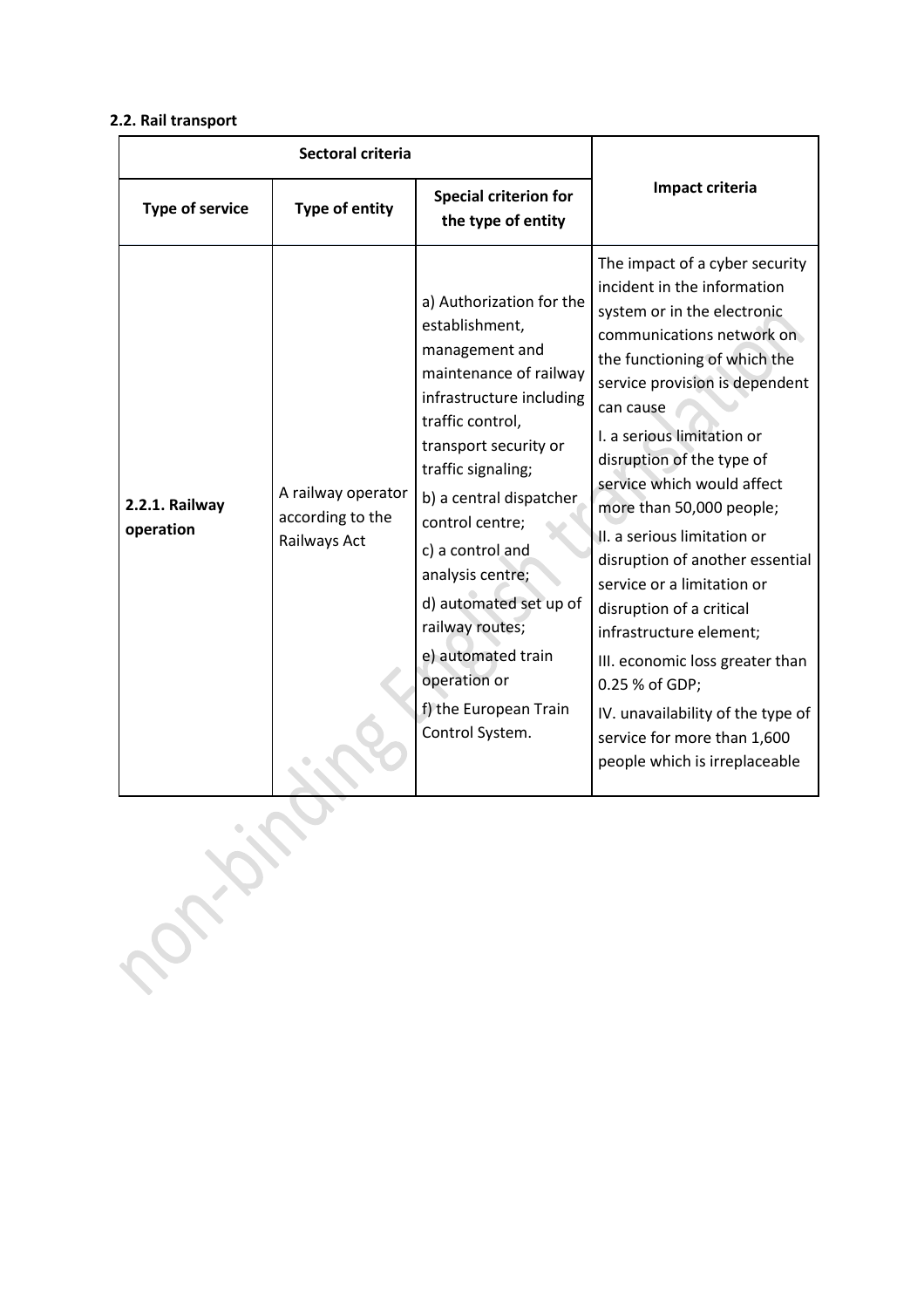**2.2. Rail transport**

| Sectoral criteria | | | Impact criteria |
|---|---|---|---|
| **Type of service** | **Type of entity** | **Special criterion for the type of entity** | |
| **2.2.1. Railway operation** | A railway operator according to the Railways Act | a) Authorization for the establishment, management and maintenance of railway infrastructure including traffic control, transport security or traffic signaling;<br>b) a central dispatcher control centre;<br>c) a control and analysis centre;<br>d) automated set up of railway routes;<br>e) automated train operation or<br>f) the European Train Control System. | The impact of a cyber security incident in the information system or in the electronic communications network on the functioning of which the service provision is dependent can cause<br>I. a serious limitation or disruption of the type of service which would affect more than 50,000 people;<br>II. a serious limitation or disruption of another essential service or a limitation or disruption of a critical infrastructure element;<br>III. economic loss greater than 0.25 % of GDP;<br>IV. unavailability of the type of service for more than 1,600 people which is irreplaceable |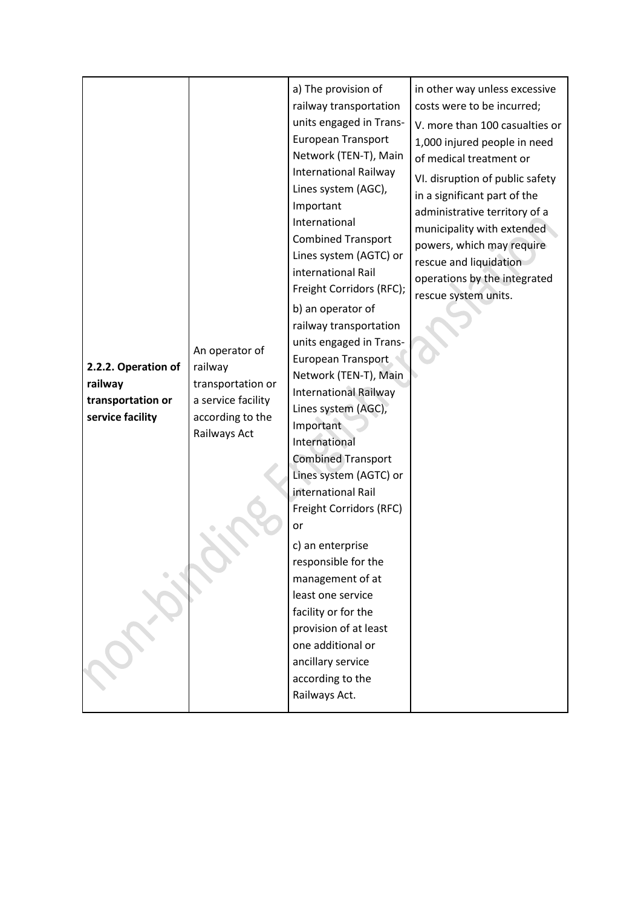| | | | |
|---|---|---|---|
| **2.2.2. Operation of railway transportation or service facility** | An operator of railway transportation or a service facility according to the Railways Act | a) The provision of railway transportation units engaged in Trans-European Transport Network (TEN-T), Main International Railway Lines system (AGC), Important International Combined Transport Lines system (AGTC) or international Rail Freight Corridors (RFC);<br>b) an operator of railway transportation units engaged in Trans-European Transport Network (TEN-T), Main International Railway Lines system (AGC), Important International Combined Transport Lines system (AGTC) or international Rail Freight Corridors (RFC) or<br>c) an enterprise responsible for the management of at least one service facility or for the provision of at least one additional or ancillary service according to the Railways Act. | in other way unless excessive costs were to be incurred;<br>V. more than 100 casualties or 1,000 injured people in need of medical treatment or<br>VI. disruption of public safety in a significant part of the administrative territory of a municipality with extended powers, which may require rescue and liquidation operations by the integrated rescue system units. |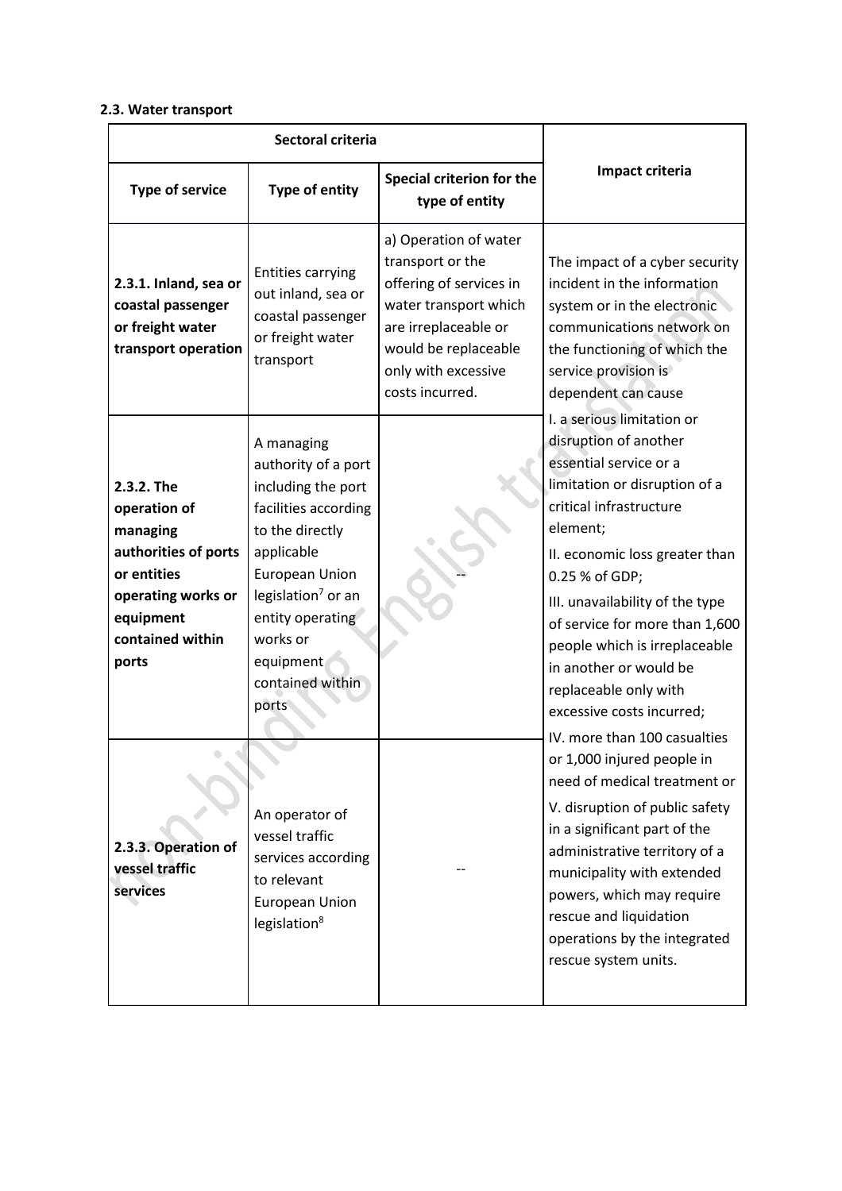**2.3. Water transport**

| Sectoral criteria | | | Impact criteria |
|---|---|---|---|
| **Type of service** | **Type of entity** | **Special criterion for the type of entity** | |
| **2.3.1. Inland, sea or coastal passenger or freight water transport operation** | Entities carrying out inland, sea or coastal passenger or freight water transport | a) Operation of water transport or the offering of services in water transport which are irreplaceable or would be replaceable only with excessive costs incurred. | The impact of a cyber security incident in the information system or in the electronic communications network on the functioning of which the service provision is dependent can cause I. a serious limitation or disruption of another essential service or a limitation or disruption of a critical infrastructure element; II. economic loss greater than 0.25 % of GDP; III. unavailability of the type of service for more than 1,600 people which is irreplaceable in another or would be replaceable only with excessive costs incurred; IV. more than 100 casualties or 1,000 injured people in need of medical treatment or V. disruption of public safety in a significant part of the administrative territory of a municipality with extended powers, which may require rescue and liquidation operations by the integrated rescue system units. |
| **2.3.2. The operation of managing authorities of ports or entities operating works or equipment contained within ports** | A managing authority of a port including the port facilities according to the directly applicable European Union legislation[7] or an entity operating works or equipment contained within ports | -- | |
| **2.3.3. Operation of vessel traffic services** | An operator of vessel traffic services according to relevant European Union legislation[8] | -- | |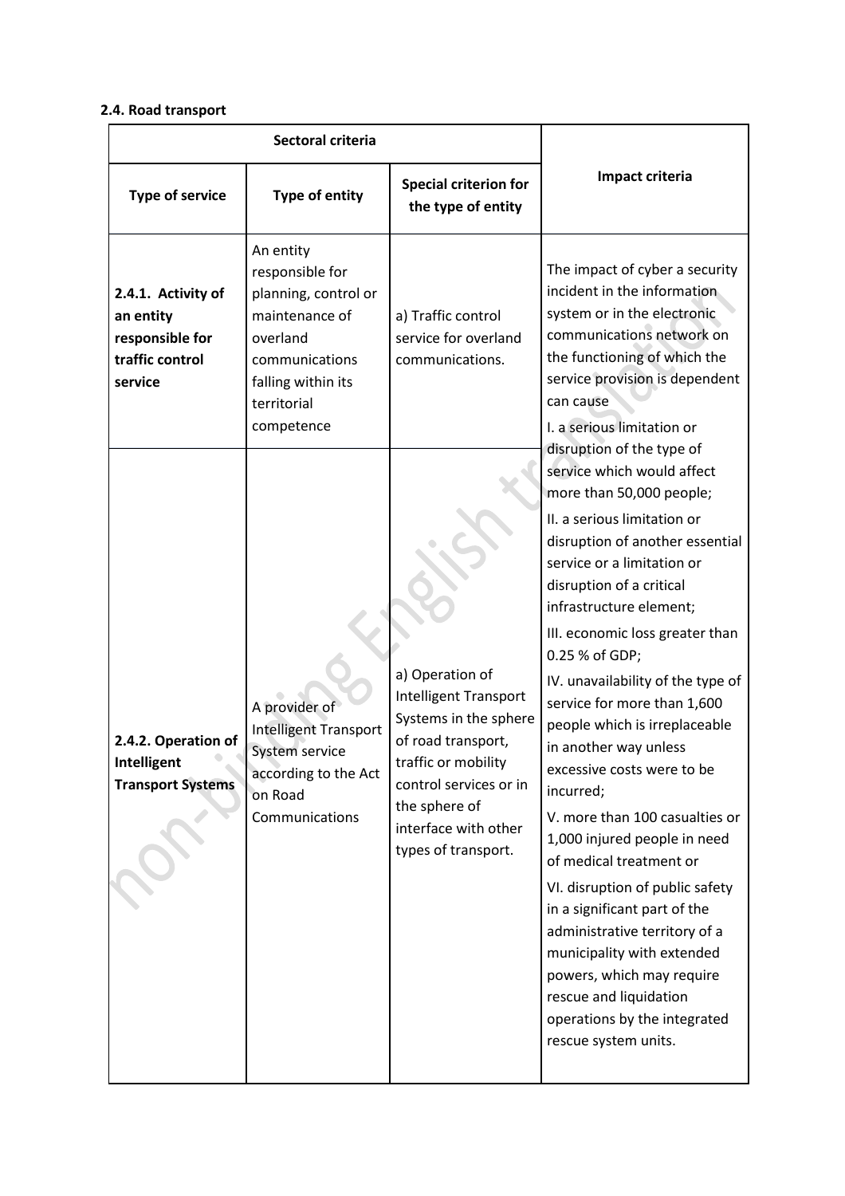**2.4. Road transport**

| Sectoral criteria | | | Impact criteria |
|---|---|---|---|
| **Type of service** | **Type of entity** | **Special criterion for the type of entity** | |
| **2.4.1. Activity of an entity responsible for traffic control service** | An entity responsible for planning, control or maintenance of overland communications falling within its territorial competence | a) Traffic control service for overland communications. | The impact of cyber a security incident in the information system or in the electronic communications network on the functioning of which the service provision is dependent can cause<br>I. a serious limitation or disruption of the type of service which would affect more than 50,000 people;<br>II. a serious limitation or disruption of another essential service or a limitation or disruption of a critical infrastructure element;<br>III. economic loss greater than 0.25 % of GDP;<br>IV. unavailability of the type of service for more than 1,600 people which is irreplaceable in another way unless excessive costs were to be incurred;<br>V. more than 100 casualties or 1,000 injured people in need of medical treatment or<br>VI. disruption of public safety in a significant part of the administrative territory of a municipality with extended powers, which may require rescue and liquidation operations by the integrated rescue system units. |
| **2.4.2. Operation of Intelligent Transport Systems** | A provider of Intelligent Transport System service according to the Act on Road Communications | a) Operation of Intelligent Transport Systems in the sphere of road transport, traffic or mobility control services or in the sphere of interface with other types of transport. | |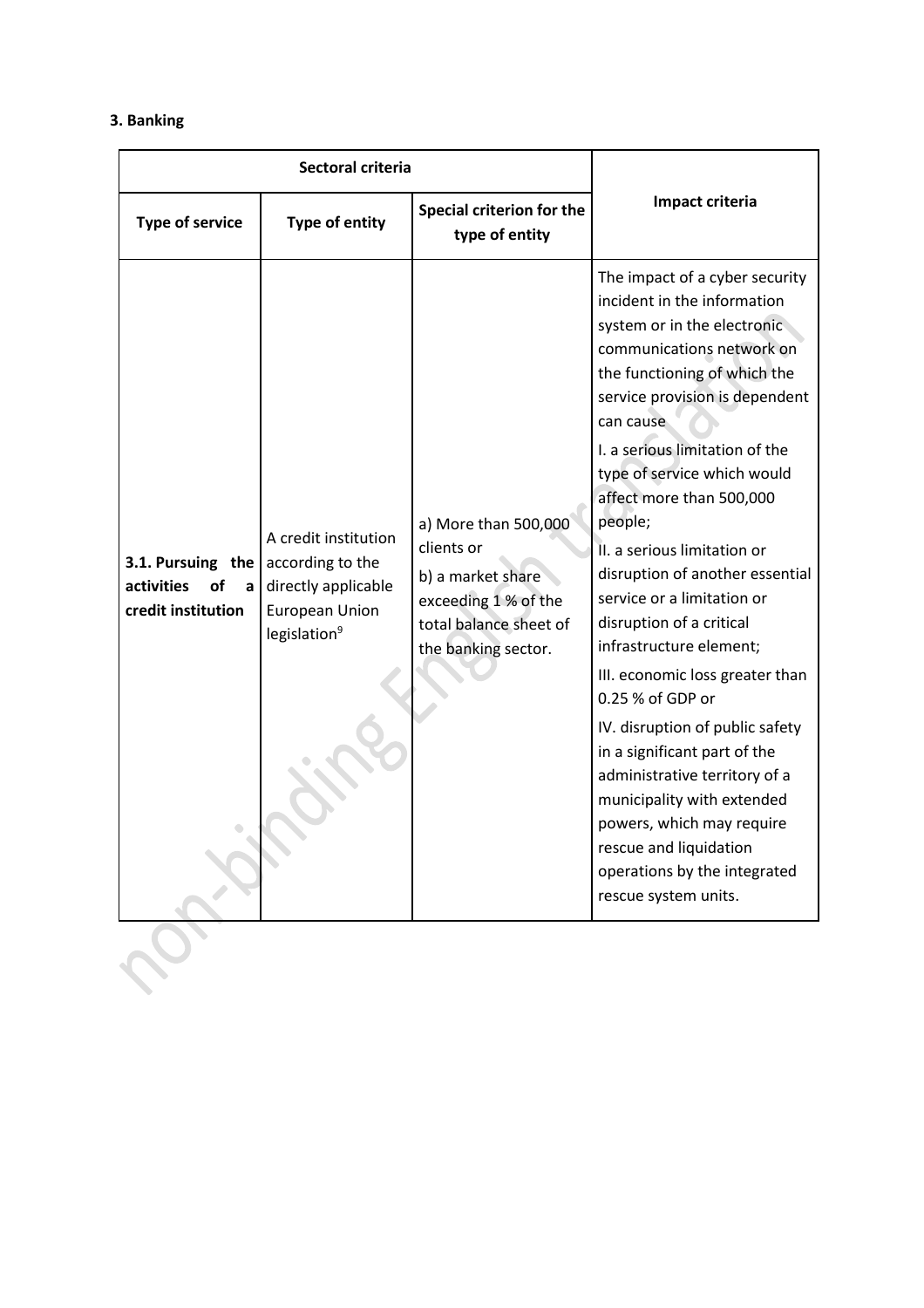### 3. Banking

| Sectoral criteria | | | Impact criteria |
|---|---|---|---|
| Type of service | Type of entity | Special criterion for the type of entity | |
| **3.1. Pursuing the activities of a credit institution** | A credit institution according to the directly applicable European Union legislation[9] | a) More than 500,000 clients or<br>b) a market share exceeding 1 % of the total balance sheet of the banking sector. | The impact of a cyber security incident in the information system or in the electronic communications network on the functioning of which the service provision is dependent can cause<br>I. a serious limitation of the type of service which would affect more than 500,000 people;<br>II. a serious limitation or disruption of another essential service or a limitation or disruption of a critical infrastructure element;<br>III. economic loss greater than 0.25 % of GDP or<br>IV. disruption of public safety in a significant part of the administrative territory of a municipality with extended powers, which may require rescue and liquidation operations by the integrated rescue system units. |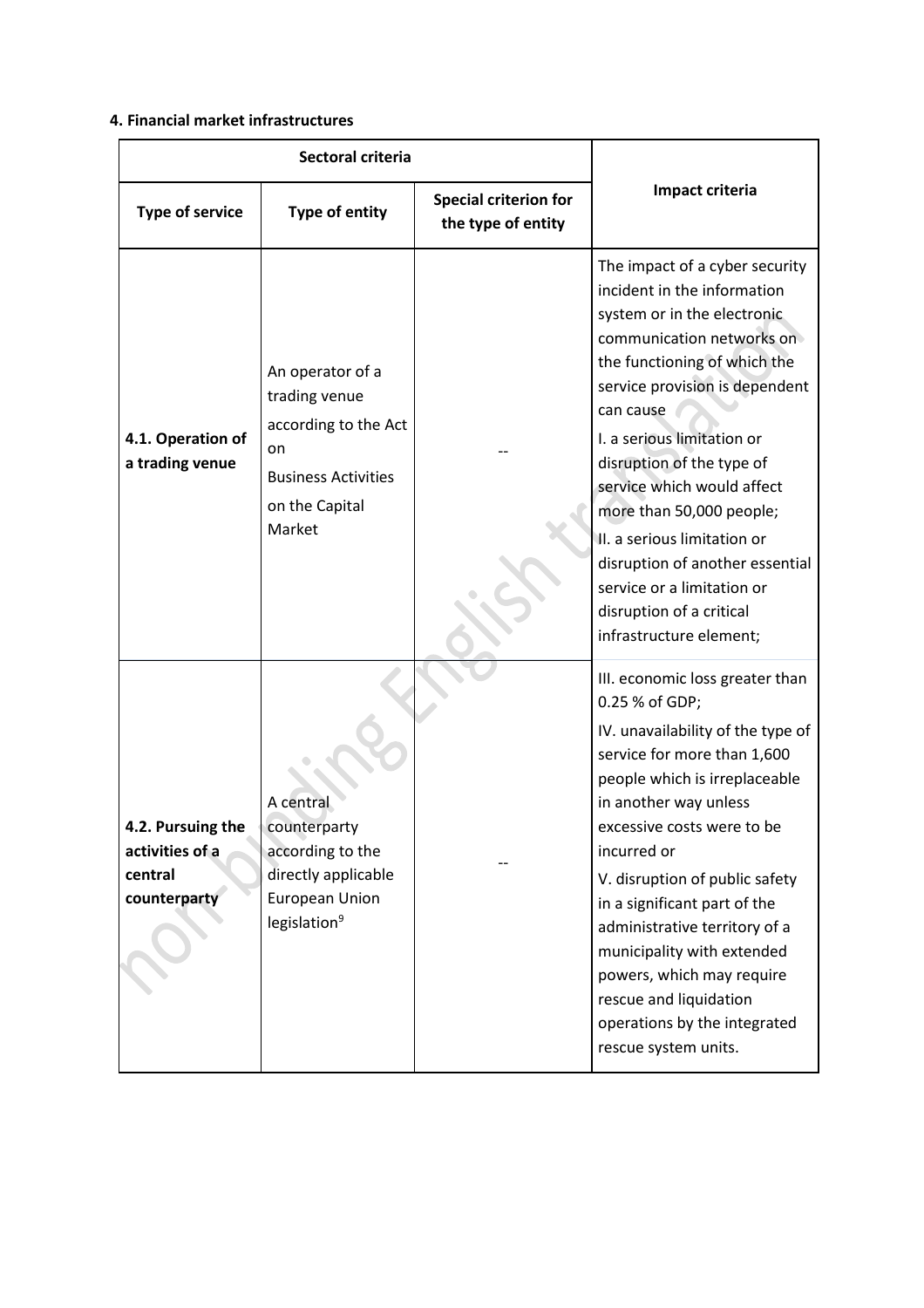**4. Financial market infrastructures**

| Sectoral criteria | | | Impact criteria |
|---|---|---|---|
| **Type of service** | **Type of entity** | **Special criterion for the type of entity** | |
| **4.1. Operation of a trading venue** | An operator of a trading venue according to the Act on Business Activities on the Capital Market | -- | The impact of a cyber security incident in the information system or in the electronic communication networks on the functioning of which the service provision is dependent can cause<br>I. a serious limitation or disruption of the type of service which would affect more than 50,000 people;<br>II. a serious limitation or disruption of another essential service or a limitation or disruption of a critical infrastructure element;<br>III. economic loss greater than 0.25 % of GDP;<br>IV. unavailability of the type of service for more than 1,600 people which is irreplaceable in another way unless excessive costs were to be incurred or<br>V. disruption of public safety in a significant part of the administrative territory of a municipality with extended powers, which may require rescue and liquidation operations by the integrated rescue system units. |
| **4.2. Pursuing the activities of a central counterparty** | A central counterparty according to the directly applicable European Union legislation[9] | -- | |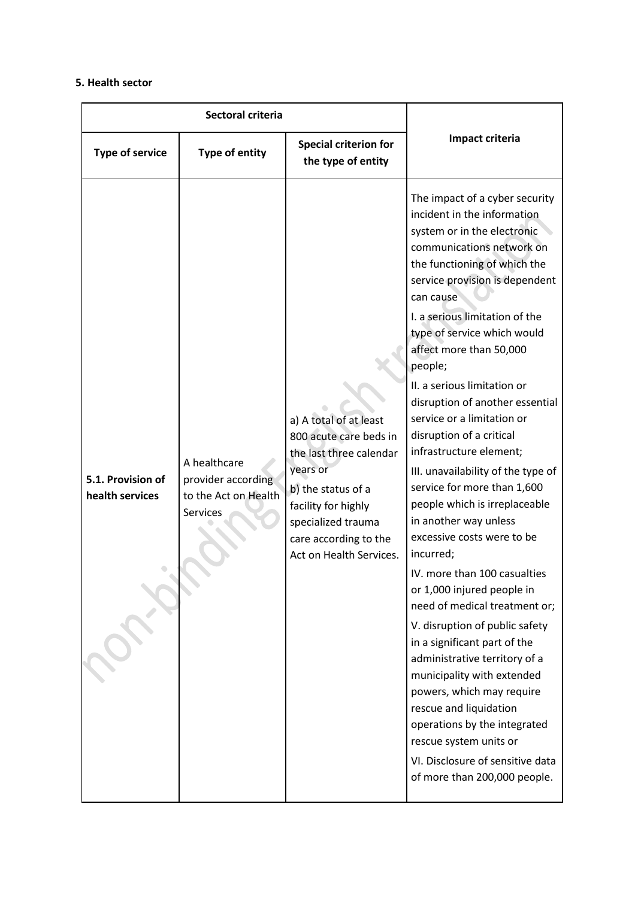**5. Health sector**

| Sectoral criteria | | | Impact criteria |
|---|---|---|---|
| Type of service | Type of entity | Special criterion for the type of entity | |
| 5.1. Provision of health services | A healthcare provider according to the Act on Health Services | a) A total of at least 800 acute care beds in the last three calendar years or<br>b) the status of a facility for highly specialized trauma care according to the Act on Health Services. | The impact of a cyber security incident in the information system or in the electronic communications network on the functioning of which the service provision is dependent can cause<br>I. a serious limitation of the type of service which would affect more than 50,000 people;<br>II. a serious limitation or disruption of another essential service or a limitation or disruption of a critical infrastructure element;<br>III. unavailability of the type of service for more than 1,600 people which is irreplaceable in another way unless excessive costs were to be incurred;<br>IV. more than 100 casualties or 1,000 injured people in need of medical treatment or;<br>V. disruption of public safety in a significant part of the administrative territory of a municipality with extended powers, which may require rescue and liquidation operations by the integrated rescue system units or<br>VI. Disclosure of sensitive data of more than 200,000 people. |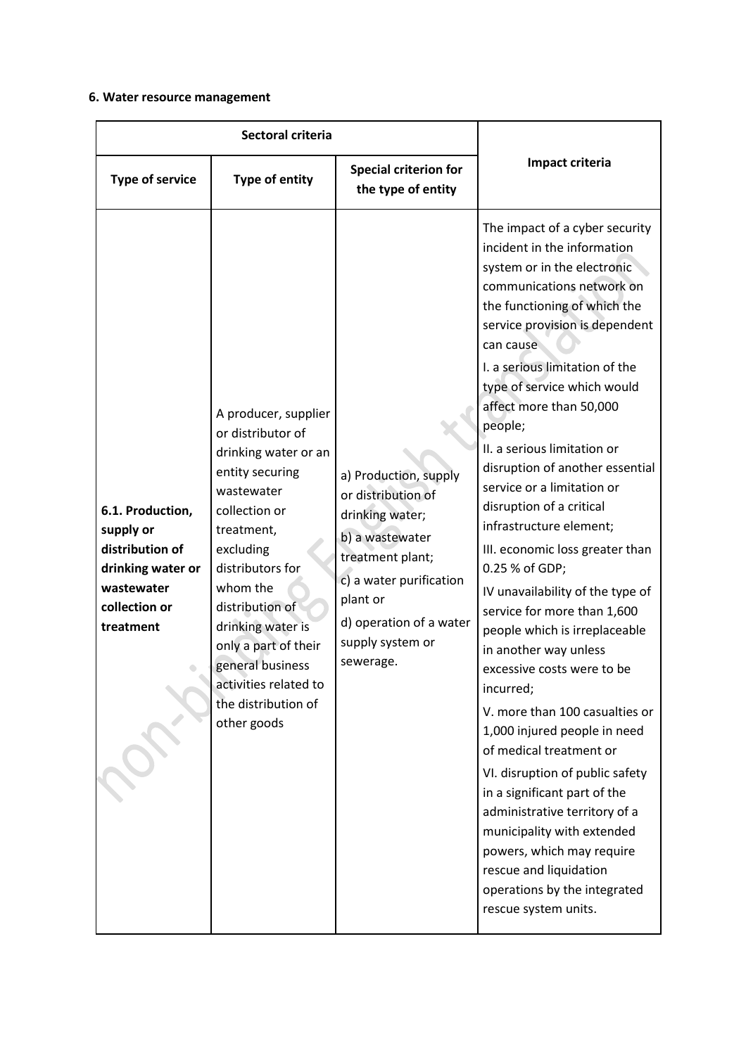**6. Water resource management**

| Sectoral criteria | | | Impact criteria |
|---|---|---|---|
| **Type of service** | **Type of entity** | **Special criterion for the type of entity** | |
| **6.1. Production, supply or distribution of drinking water or wastewater collection or treatment** | A producer, supplier or distributor of drinking water or an entity securing wastewater collection or treatment, excluding distributors for whom the distribution of drinking water is only a part of their general business activities related to the distribution of other goods | a) Production, supply or distribution of drinking water;<br>b) a wastewater treatment plant;<br>c) a water purification plant or<br>d) operation of a water supply system or sewerage. | The impact of a cyber security incident in the information system or in the electronic communications network on the functioning of which the service provision is dependent can cause<br>I. a serious limitation of the type of service which would affect more than 50,000 people;<br>II. a serious limitation or disruption of another essential service or a limitation or disruption of a critical infrastructure element;<br>III. economic loss greater than 0.25 % of GDP;<br>IV unavailability of the type of service for more than 1,600 people which is irreplaceable in another way unless excessive costs were to be incurred;<br>V. more than 100 casualties or 1,000 injured people in need of medical treatment or<br>VI. disruption of public safety in a significant part of the administrative territory of a municipality with extended powers, which may require rescue and liquidation operations by the integrated rescue system units. |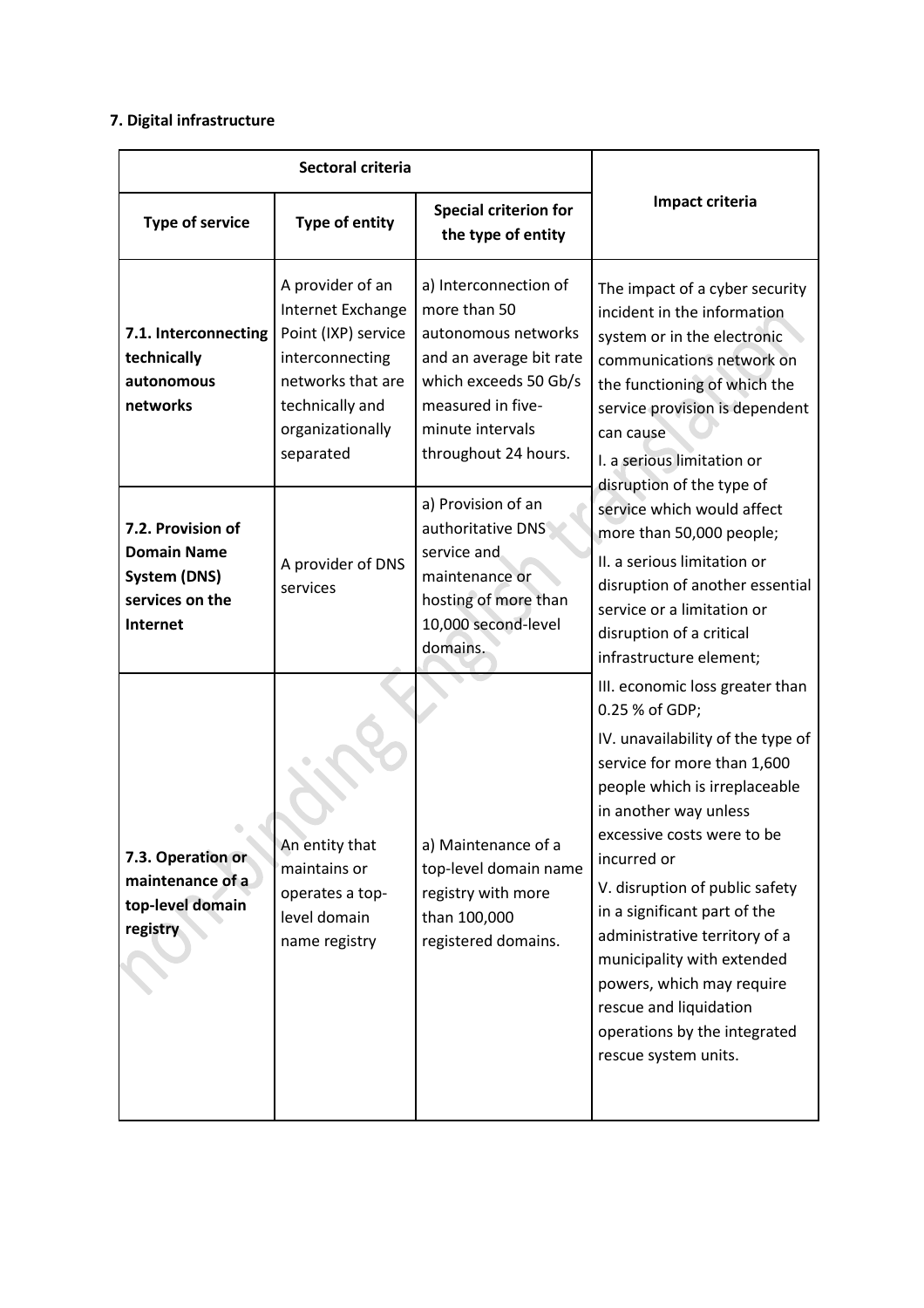**7. Digital infrastructure**

| Sectoral criteria | | | Impact criteria |
|---|---|---|---|
| **Type of service** | **Type of entity** | **Special criterion for the type of entity** | |
| **7.1. Interconnecting technically autonomous networks** | A provider of an Internet Exchange Point (IXP) service interconnecting networks that are technically and organizationally separated | a) Interconnection of more than 50 autonomous networks and an average bit rate which exceeds 50 Gb/s measured in five-minute intervals throughout 24 hours. | The impact of a cyber security incident in the information system or in the electronic communications network on the functioning of which the service provision is dependent can cause<br>I. a serious limitation or disruption of the type of service which would affect more than 50,000 people;<br>II. a serious limitation or disruption of another essential service or a limitation or disruption of a critical infrastructure element;<br>III. economic loss greater than 0.25 % of GDP;<br>IV. unavailability of the type of service for more than 1,600 people which is irreplaceable in another way unless excessive costs were to be incurred or<br>V. disruption of public safety in a significant part of the administrative territory of a municipality with extended powers, which may require rescue and liquidation operations by the integrated rescue system units. |
| **7.2. Provision of Domain Name System (DNS) services on the Internet** | A provider of DNS services | a) Provision of an authoritative DNS service and maintenance or hosting of more than 10,000 second-level domains. | |
| **7.3. Operation or maintenance of a top-level domain registry** | An entity that maintains or operates a top-level domain name registry | a) Maintenance of a top-level domain name registry with more than 100,000 registered domains. | |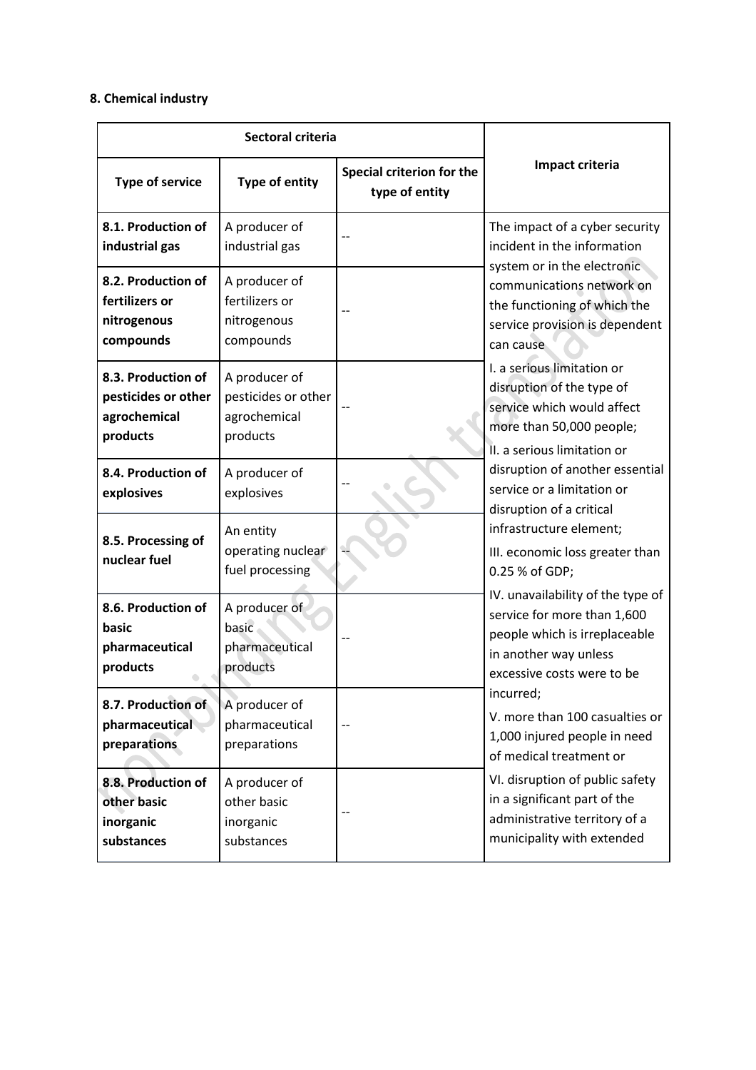**8. Chemical industry**

| Sectoral criteria | | | Impact criteria |
|---|---|---|---|
| **Type of service** | **Type of entity** | **Special criterion for the type of entity** | |
| **8.1. Production of industrial gas** | A producer of industrial gas | -- | The impact of a cyber security incident in the information system or in the electronic communications network on the functioning of which the service provision is dependent can cause I. a serious limitation or disruption of the type of service which would affect more than 50,000 people; II. a serious limitation or disruption of another essential service or a limitation or disruption of a critical infrastructure element; III. economic loss greater than 0.25 % of GDP; IV. unavailability of the type of service for more than 1,600 people which is irreplaceable in another way unless excessive costs were to be incurred; V. more than 100 casualties or 1,000 injured people in need of medical treatment or VI. disruption of public safety in a significant part of the administrative territory of a municipality with extended |
| **8.2. Production of fertilizers or nitrogenous compounds** | A producer of fertilizers or nitrogenous compounds | -- | |
| **8.3. Production of pesticides or other agrochemical products** | A producer of pesticides or other agrochemical products | -- | |
| **8.4. Production of explosives** | A producer of explosives | -- | |
| **8.5. Processing of nuclear fuel** | An entity operating nuclear fuel processing | -- | |
| **8.6. Production of basic pharmaceutical products** | A producer of basic pharmaceutical products | -- | |
| **8.7. Production of pharmaceutical preparations** | A producer of pharmaceutical preparations | -- | |
| **8.8. Production of other basic inorganic substances** | A producer of other basic inorganic substances | -- | |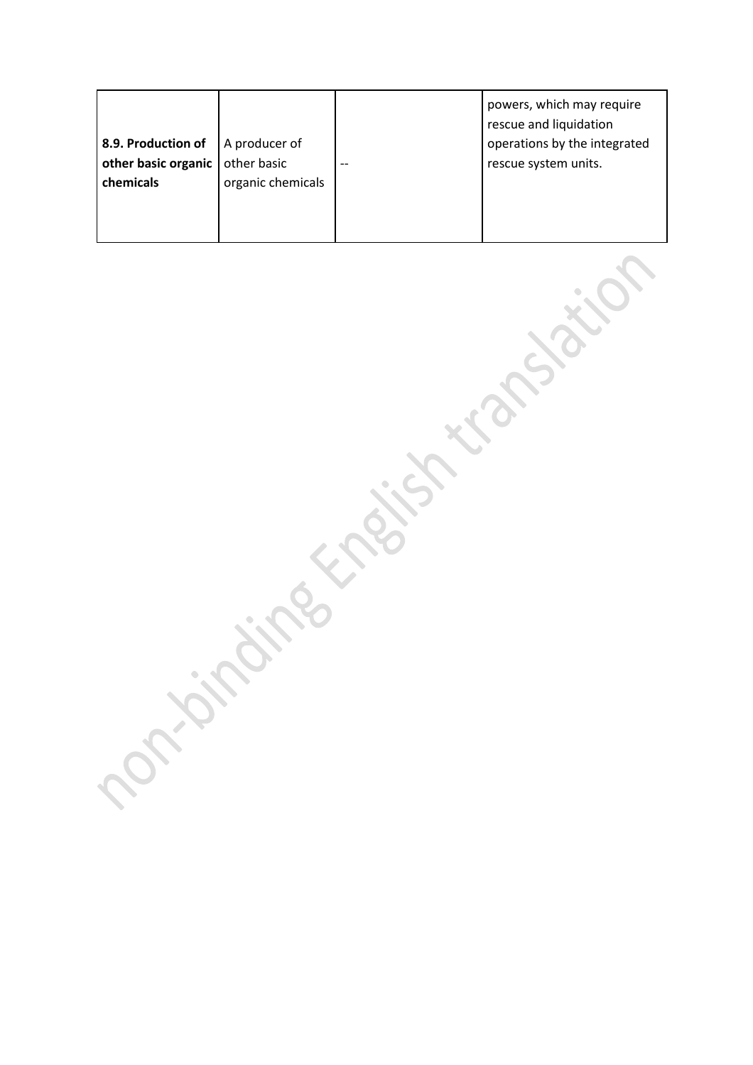| **8.9. Production of other basic organic chemicals** | A producer of other basic organic chemicals | -- | powers, which may require rescue and liquidation operations by the integrated rescue system units. |
|---|---|---|---|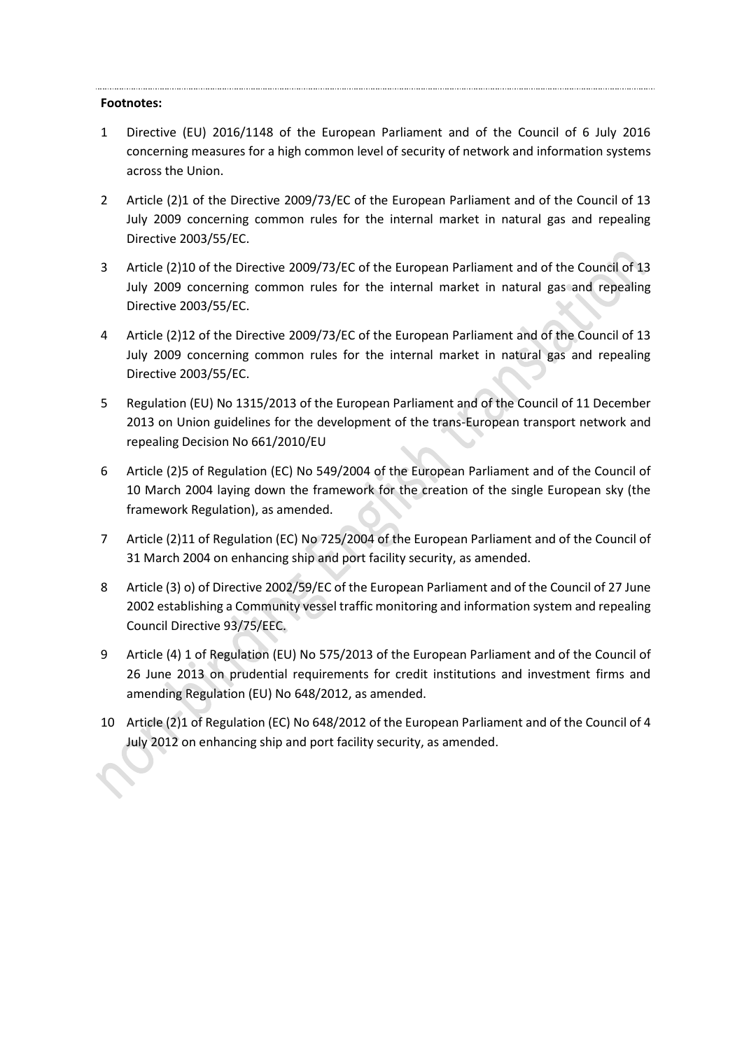**Footnotes:**

1 Directive (EU) 2016/1148 of the European Parliament and of the Council of 6 July 2016 concerning measures for a high common level of security of network and information systems across the Union.

2 Article (2)1 of the Directive 2009/73/EC of the European Parliament and of the Council of 13 July 2009 concerning common rules for the internal market in natural gas and repealing Directive 2003/55/EC.

3 Article (2)10 of the Directive 2009/73/EC of the European Parliament and of the Council of 13 July 2009 concerning common rules for the internal market in natural gas and repealing Directive 2003/55/EC.

4 Article (2)12 of the Directive 2009/73/EC of the European Parliament and of the Council of 13 July 2009 concerning common rules for the internal market in natural gas and repealing Directive 2003/55/EC.

5 Regulation (EU) No 1315/2013 of the European Parliament and of the Council of 11 December 2013 on Union guidelines for the development of the trans-European transport network and repealing Decision No 661/2010/EU

6 Article (2)5 of Regulation (EC) No 549/2004 of the European Parliament and of the Council of 10 March 2004 laying down the framework for the creation of the single European sky (the framework Regulation), as amended.

7 Article (2)11 of Regulation (EC) No 725/2004 of the European Parliament and of the Council of 31 March 2004 on enhancing ship and port facility security, as amended.

8 Article (3) o) of Directive 2002/59/EC of the European Parliament and of the Council of 27 June 2002 establishing a Community vessel traffic monitoring and information system and repealing Council Directive 93/75/EEC.

9 Article (4) 1 of Regulation (EU) No 575/2013 of the European Parliament and of the Council of 26 June 2013 on prudential requirements for credit institutions and investment firms and amending Regulation (EU) No 648/2012, as amended.

10 Article (2)1 of Regulation (EC) No 648/2012 of the European Parliament and of the Council of 4 July 2012 on enhancing ship and port facility security, as amended.